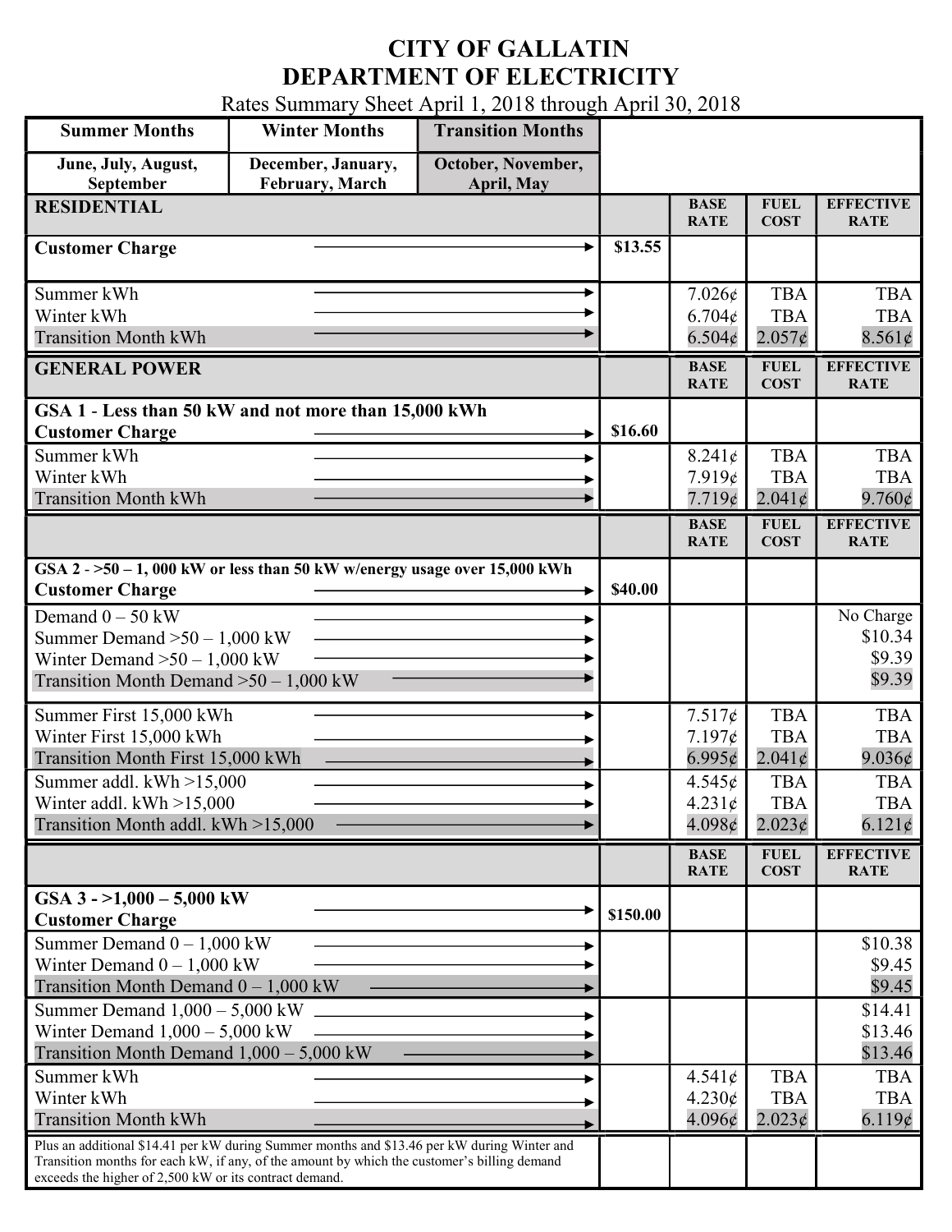# CITY OF GALLATIN
# DEPARTMENT OF ELECTRICITY

Rates Summary Sheet April 1, 2018 through April 30, 2018

| Summer Months | Winter Months | Transition Months |
|---|---|---|
| June, July, August, September | December, January, February, March | October, November, April, May |

| **RESIDENTIAL** | | **BASE RATE** | **FUEL COST** | **EFFECTIVE RATE** |
|---|---|---|---|---|
| **Customer Charge** → | **$13.55** | | | |
| Summer kWh → | | 7.026¢ | TBA | TBA |
| Winter kWh → | | 6.704¢ | TBA | TBA |
| Transition Month kWh → | | 6.504¢ | 2.057¢ | 8.561¢ |
| **GENERAL POWER** | | **BASE RATE** | **FUEL COST** | **EFFECTIVE RATE** |
| **GSA 1 - Less than 50 kW and not more than 15,000 kWh** | | | | |
| **Customer Charge** → | **$16.60** | | | |
| Summer kWh → | | 8.241¢ | TBA | TBA |
| Winter kWh → | | 7.919¢ | TBA | TBA |
| Transition Month kWh → | | 7.719¢ | 2.041¢ | 9.760¢ |
| | | **BASE RATE** | **FUEL COST** | **EFFECTIVE RATE** |
| **GSA 2 - >50 – 1, 000 kW or less than 50 kW w/energy usage over 15,000 kWh** | | | | |
| **Customer Charge** → | **$40.00** | | | |
| Demand 0 – 50 kW → | | | | No Charge |
| Summer Demand >50 – 1,000 kW → | | | | $10.34 |
| Winter Demand >50 – 1,000 kW → | | | | $9.39 |
| Transition Month Demand >50 – 1,000 kW → | | | | $9.39 |
| Summer First 15,000 kWh → | | 7.517¢ | TBA | TBA |
| Winter First 15,000 kWh → | | 7.197¢ | TBA | TBA |
| Transition Month First 15,000 kWh → | | 6.995¢ | 2.041¢ | 9.036¢ |
| Summer addl. kWh >15,000 → | | 4.545¢ | TBA | TBA |
| Winter addl. kWh >15,000 → | | 4.231¢ | TBA | TBA |
| Transition Month addl. kWh >15,000 → | | 4.098¢ | 2.023¢ | 6.121¢ |
| | | **BASE RATE** | **FUEL COST** | **EFFECTIVE RATE** |
| **GSA 3 - >1,000 – 5,000 kW** | | | | |
| **Customer Charge** → | **$150.00** | | | |
| Summer Demand 0 – 1,000 kW → | | | | $10.38 |
| Winter Demand 0 – 1,000 kW → | | | | $9.45 |
| Transition Month Demand 0 – 1,000 kW → | | | | $9.45 |
| Summer Demand 1,000 – 5,000 kW → | | | | $14.41 |
| Winter Demand 1,000 – 5,000 kW → | | | | $13.46 |
| Transition Month Demand 1,000 – 5,000 kW → | | | | $13.46 |
| Summer kWh → | | 4.541¢ | TBA | TBA |
| Winter kWh → | | 4.230¢ | TBA | TBA |
| Transition Month kWh → | | 4.096¢ | 2.023¢ | 6.119¢ |
| Plus an additional $14.41 per kW during Summer months and $13.46 per kW during Winter and Transition months for each kW, if any, of the amount by which the customer's billing demand exceeds the higher of 2,500 kW or its contract demand. | | | | |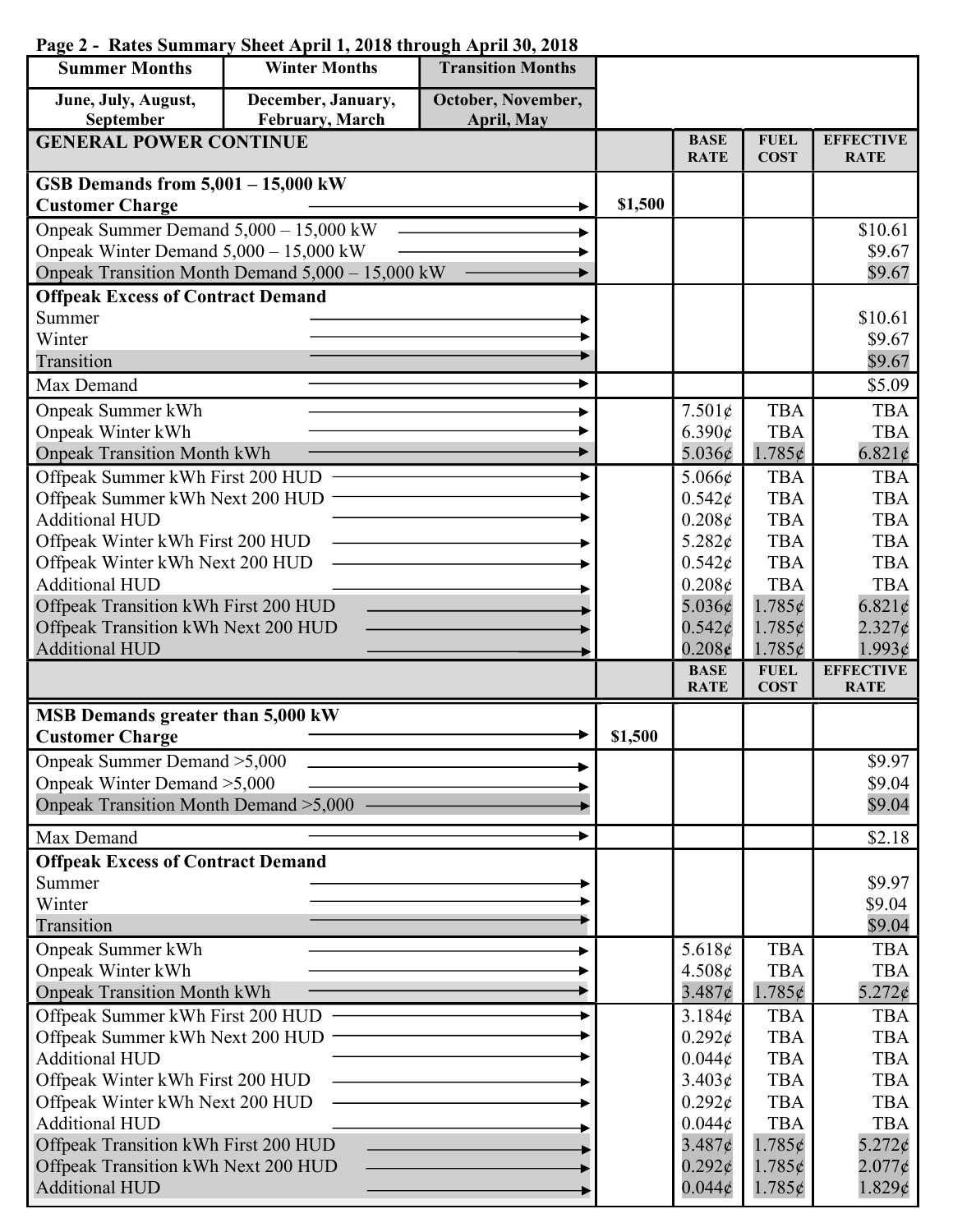**Page 2 - Rates Summary Sheet April 1, 2018 through April 30, 2018**

| Summer Months | Winter Months | Transition Months |
|---|---|---|
| June, July, August, September | December, January, February, March | October, November, April, May |

| GENERAL POWER CONTINUE | | BASE RATE | FUEL COST | EFFECTIVE RATE |
|---|---|---|---|---|
| **GSB Demands from 5,001 – 15,000 kW** | | | | |
| **Customer Charge** | $1,500 | | | |
| Onpeak Summer Demand 5,000 – 15,000 kW | | | | $10.61 |
| Onpeak Winter Demand 5,000 – 15,000 kW | | | | $9.67 |
| Onpeak Transition Month Demand 5,000 – 15,000 kW | | | | $9.67 |
| **Offpeak Excess of Contract Demand** | | | | |
| Summer | | | | $10.61 |
| Winter | | | | $9.67 |
| Transition | | | | $9.67 |
| Max Demand | | | | $5.09 |
| Onpeak Summer kWh | | 7.501¢ | TBA | TBA |
| Onpeak Winter kWh | | 6.390¢ | TBA | TBA |
| Onpeak Transition Month kWh | | 5.036¢ | 1.785¢ | 6.821¢ |
| Offpeak Summer kWh First 200 HUD | | 5.066¢ | TBA | TBA |
| Offpeak Summer kWh Next 200 HUD | | 0.542¢ | TBA | TBA |
| Additional HUD | | 0.208¢ | TBA | TBA |
| Offpeak Winter kWh First 200 HUD | | 5.282¢ | TBA | TBA |
| Offpeak Winter kWh Next 200 HUD | | 0.542¢ | TBA | TBA |
| Additional HUD | | 0.208¢ | TBA | TBA |
| Offpeak Transition kWh First 200 HUD | | 5.036¢ | 1.785¢ | 6.821¢ |
| Offpeak Transition kWh Next 200 HUD | | 0.542¢ | 1.785¢ | 2.327¢ |
| Additional HUD | | 0.208¢ | 1.785¢ | 1.993¢ |

| | | BASE RATE | FUEL COST | EFFECTIVE RATE |
|---|---|---|---|---|
| **MSB Demands greater than 5,000 kW** | | | | |
| **Customer Charge** | $1,500 | | | |
| Onpeak Summer Demand >5,000 | | | | $9.97 |
| Onpeak Winter Demand >5,000 | | | | $9.04 |
| Onpeak Transition Month Demand >5,000 | | | | $9.04 |
| Max Demand | | | | $2.18 |
| **Offpeak Excess of Contract Demand** | | | | |
| Summer | | | | $9.97 |
| Winter | | | | $9.04 |
| Transition | | | | $9.04 |
| Onpeak Summer kWh | | 5.618¢ | TBA | TBA |
| Onpeak Winter kWh | | 4.508¢ | TBA | TBA |
| Onpeak Transition Month kWh | | 3.487¢ | 1.785¢ | 5.272¢ |
| Offpeak Summer kWh First 200 HUD | | 3.184¢ | TBA | TBA |
| Offpeak Summer kWh Next 200 HUD | | 0.292¢ | TBA | TBA |
| Additional HUD | | 0.044¢ | TBA | TBA |
| Offpeak Winter kWh First 200 HUD | | 3.403¢ | TBA | TBA |
| Offpeak Winter kWh Next 200 HUD | | 0.292¢ | TBA | TBA |
| Additional HUD | | 0.044¢ | TBA | TBA |
| Offpeak Transition kWh First 200 HUD | | 3.487¢ | 1.785¢ | 5.272¢ |
| Offpeak Transition kWh Next 200 HUD | | 0.292¢ | 1.785¢ | 2.077¢ |
| Additional HUD | | 0.044¢ | 1.785¢ | 1.829¢ |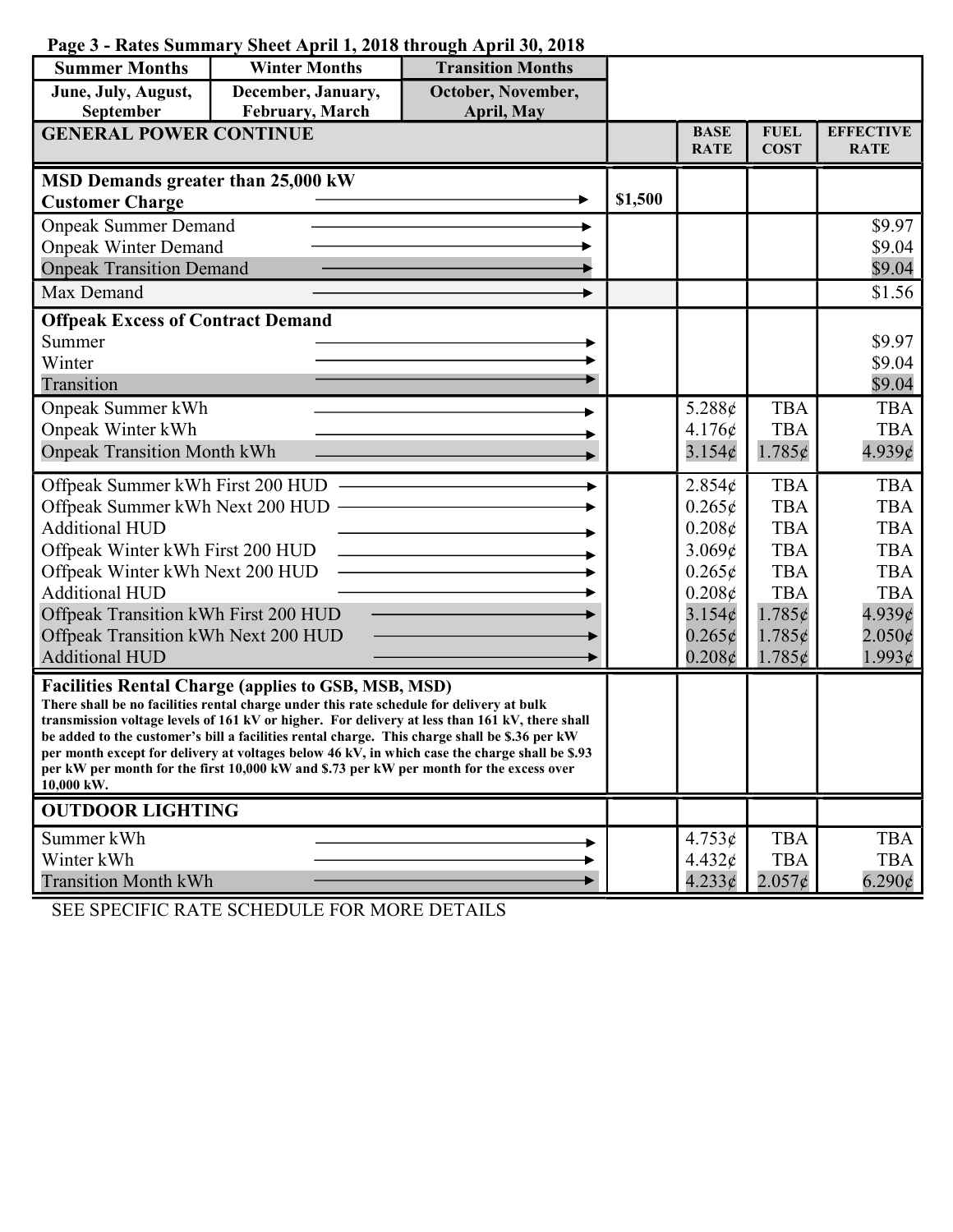**Page 3 - Rates Summary Sheet April 1, 2018 through April 30, 2018**

| Summer Months | Winter Months | Transition Months | | | | |
|---|---|---|---|---|---|---|
| June, July, August, September | December, January, February, March | October, November, April, May | | | | |
| **GENERAL POWER CONTINUE** | | | | **BASE RATE** | **FUEL COST** | **EFFECTIVE RATE** |
| **MSD Demands greater than 25,000 kW Customer Charge** | | | $1,500 | | | |
| Onpeak Summer Demand | | | | | | $9.97 |
| Onpeak Winter Demand | | | | | | $9.04 |
| Onpeak Transition Demand | | | | | | $9.04 |
| Max Demand | | | | | | $1.56 |
| **Offpeak Excess of Contract Demand** | | | | | | |
| Summer | | | | | | $9.97 |
| Winter | | | | | | $9.04 |
| Transition | | | | | | $9.04 |
| Onpeak Summer kWh | | | | 5.288¢ | TBA | TBA |
| Onpeak Winter kWh | | | | 4.176¢ | TBA | TBA |
| Onpeak Transition Month kWh | | | | 3.154¢ | 1.785¢ | 4.939¢ |
| Offpeak Summer kWh First 200 HUD | | | | 2.854¢ | TBA | TBA |
| Offpeak Summer kWh Next 200 HUD | | | | 0.265¢ | TBA | TBA |
| Additional HUD | | | | 0.208¢ | TBA | TBA |
| Offpeak Winter kWh First 200 HUD | | | | 3.069¢ | TBA | TBA |
| Offpeak Winter kWh Next 200 HUD | | | | 0.265¢ | TBA | TBA |
| Additional HUD | | | | 0.208¢ | TBA | TBA |
| Offpeak Transition kWh First 200 HUD | | | | 3.154¢ | 1.785¢ | 4.939¢ |
| Offpeak Transition kWh Next 200 HUD | | | | 0.265¢ | 1.785¢ | 2.050¢ |
| Additional HUD | | | | 0.208¢ | 1.785¢ | 1.993¢ |
| **Facilities Rental Charge (applies to GSB, MSB, MSD)** There shall be no facilities rental charge under this rate schedule for delivery at bulk transmission voltage levels of 161 kV or higher. For delivery at less than 161 kV, there shall be added to the customer's bill a facilities rental charge. This charge shall be $.36 per kW per month except for delivery at voltages below 46 kV, in which case the charge shall be $.93 per kW per month for the first 10,000 kW and $.73 per kW per month for the excess over 10,000 kW. | | | | | | |
| **OUTDOOR LIGHTING** | | | | | | |
| Summer kWh | | | | 4.753¢ | TBA | TBA |
| Winter kWh | | | | 4.432¢ | TBA | TBA |
| Transition Month kWh | | | | 4.233¢ | 2.057¢ | 6.290¢ |

SEE SPECIFIC RATE SCHEDULE FOR MORE DETAILS